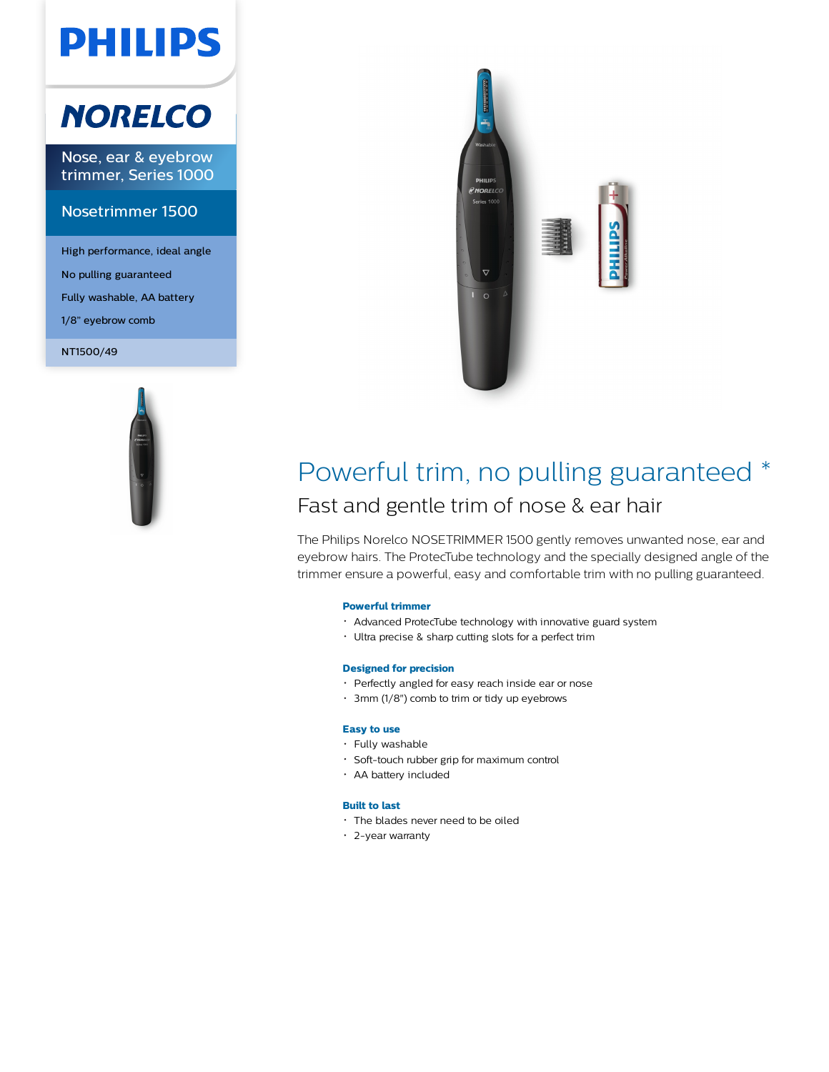# PHILIPS

## NORELCO

Nose, ear & eyebrow trimmer, Series 1000

### Nosetrimmer 1500

- High performance, ideal angle
- No pulling guaranteed
- Fully washable, AA battery
- 1/8" eyebrow comb

NT1500/49

# Powerful trim, no pulling guaranteed *

## Fast and gentle trim of nose & ear hair

The Philips Norelco NOSETRIMMER 1500 gently removes unwanted nose, ear and eyebrow hairs. The ProtecTube technology and the specially designed angle of the trimmer ensure a powerful, easy and comfortable trim with no pulling guaranteed.

**Powerful trimmer**
- Advanced ProtecTube technology with innovative guard system
- Ultra precise & sharp cutting slots for a perfect trim

**Designed for precision**
- Perfectly angled for easy reach inside ear or nose
- 3mm (1/8") comb to trim or tidy up eyebrows

**Easy to use**
- Fully washable
- Soft-touch rubber grip for maximum control
- AA battery included

**Built to last**
- The blades never need to be oiled
- 2-year warranty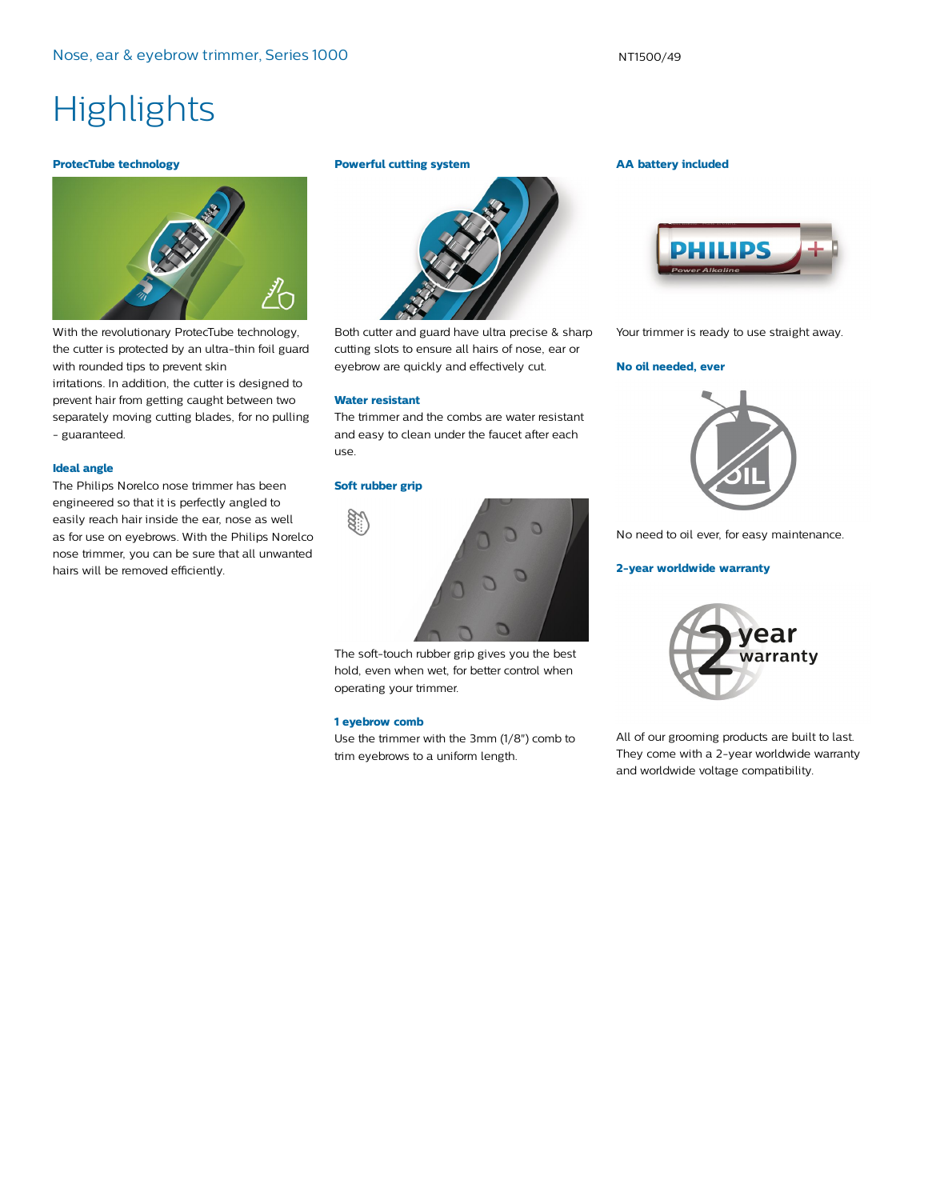Nose, ear & eyebrow trimmer, Series 1000

NT1500/49

# Highlights

### ProtecTube technology

With the revolutionary ProtecTube technology, the cutter is protected by an ultra-thin foil guard with rounded tips to prevent skin irritations. In addition, the cutter is designed to prevent hair from getting caught between two separately moving cutting blades, for no pulling - guaranteed.

### Ideal angle

The Philips Norelco nose trimmer has been engineered so that it is perfectly angled to easily reach hair inside the ear, nose as well as for use on eyebrows. With the Philips Norelco nose trimmer, you can be sure that all unwanted hairs will be removed efficiently.

### Powerful cutting system

Both cutter and guard have ultra precise & sharp cutting slots to ensure all hairs of nose, ear or eyebrow are quickly and effectively cut.

### Water resistant

The trimmer and the combs are water resistant and easy to clean under the faucet after each use.

### Soft rubber grip

The soft-touch rubber grip gives you the best hold, even when wet, for better control when operating your trimmer.

### 1 eyebrow comb

Use the trimmer with the 3mm (1/8") comb to trim eyebrows to a uniform length.

### AA battery included

Your trimmer is ready to use straight away.

### No oil needed, ever

No need to oil ever, for easy maintenance.

### 2-year worldwide warranty

All of our grooming products are built to last. They come with a 2-year worldwide warranty and worldwide voltage compatibility.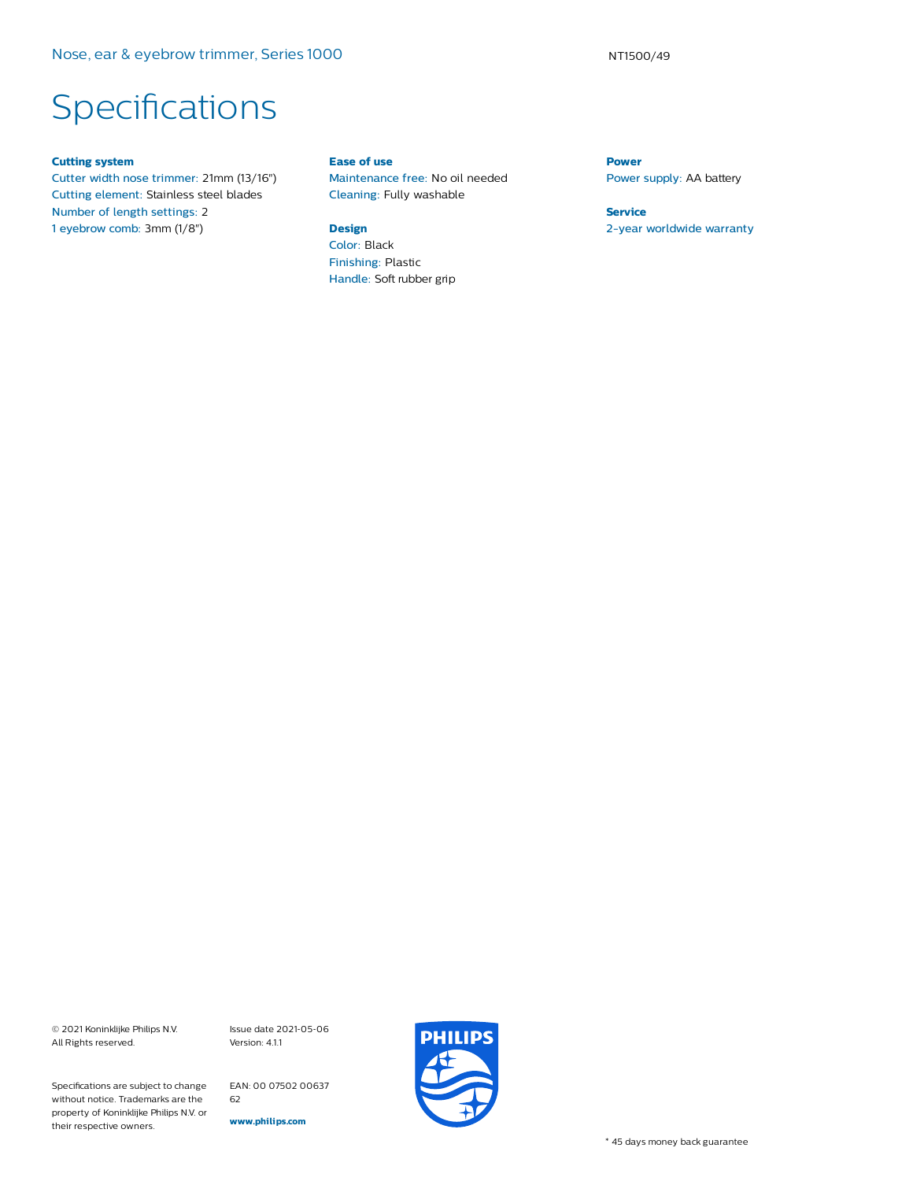# Specifications

### Cutting system

Cutter width nose trimmer: 21mm (13/16")
Cutting element: Stainless steel blades
Number of length settings: 2
1 eyebrow comb: 3mm (1/8")

### Ease of use

Maintenance free: No oil needed
Cleaning: Fully washable

### Design

Color: Black
Finishing: Plastic
Handle: Soft rubber grip

### Power

Power supply: AA battery

### Service

2-year worldwide warranty

© 2021 Koninklijke Philips N.V.
All Rights reserved.

Specifications are subject to change without notice. Trademarks are the property of Koninklijke Philips N.V. or their respective owners.

Issue date 2021-05-06
Version: 4.1.1

EAN: 00 07502 00637 62

**www.philips.com**

\* 45 days money back guarantee